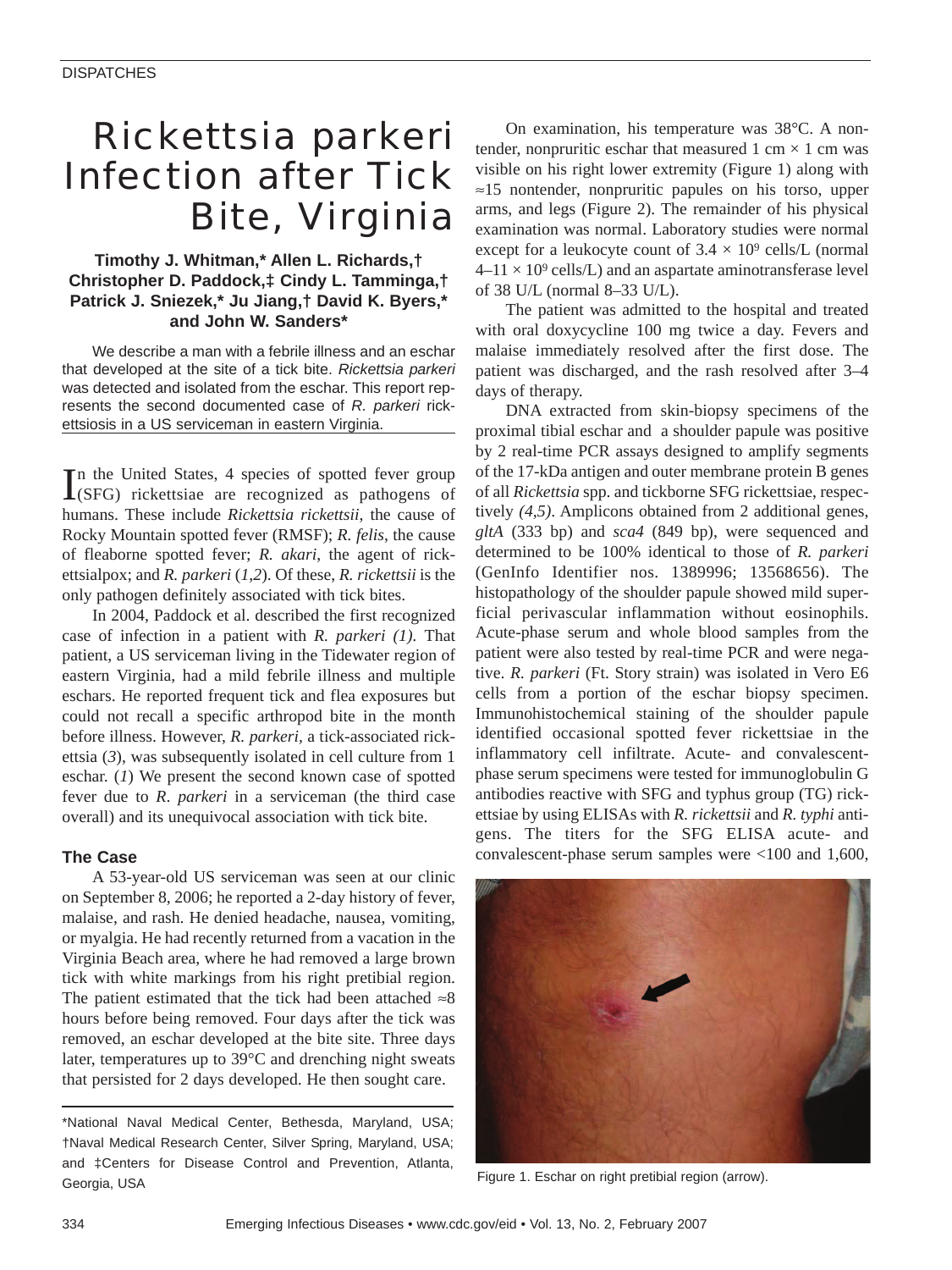DISPATCHES

# Rickettsia parkeri Infection after Tick Bite, Virginia

**Timothy J. Whitman,\* Allen L. Richards,† Christopher D. Paddock,‡ Cindy L. Tamminga,† Patrick J. Sniezek,\* Ju Jiang,† David K. Byers,\* and John W. Sanders\***

We describe a man with a febrile illness and an eschar that developed at the site of a tick bite. *Rickettsia parkeri* was detected and isolated from the eschar. This report represents the second documented case of *R. parkeri* rickettsiosis in a US serviceman in eastern Virginia.

In the United States, 4 species of spotted fever group (SFG) rickettsiae are recognized as pathogens of humans. These include *Rickettsia rickettsii*, the cause of Rocky Mountain spotted fever (RMSF); *R. felis*, the cause of fleaborne spotted fever; *R. akari*, the agent of rickettsialpox; and *R. parkeri* (*1,2*). Of these, *R. rickettsii* is the only pathogen definitely associated with tick bites.

In 2004, Paddock et al. described the first recognized case of infection in a patient with *R. parkeri (1)*. That patient, a US serviceman living in the Tidewater region of eastern Virginia, had a mild febrile illness and multiple eschars. He reported frequent tick and flea exposures but could not recall a specific arthropod bite in the month before illness. However, *R. parkeri*, a tick-associated rickettsia (*3*), was subsequently isolated in cell culture from 1 eschar. (*1*) We present the second known case of spotted fever due to *R. parkeri* in a serviceman (the third case overall) and its unequivocal association with tick bite.

### The Case

A 53-year-old US serviceman was seen at our clinic on September 8, 2006; he reported a 2-day history of fever, malaise, and rash. He denied headache, nausea, vomiting, or myalgia. He had recently returned from a vacation in the Virginia Beach area, where he had removed a large brown tick with white markings from his right pretibial region. The patient estimated that the tick had been attached ≈8 hours before being removed. Four days after the tick was removed, an eschar developed at the bite site. Three days later, temperatures up to 39°C and drenching night sweats that persisted for 2 days developed. He then sought care.

\*National Naval Medical Center, Bethesda, Maryland, USA; †Naval Medical Research Center, Silver Spring, Maryland, USA; and ‡Centers for Disease Control and Prevention, Atlanta, Georgia, USA

On examination, his temperature was 38°C. A nontender, nonpruritic eschar that measured 1 cm × 1 cm was visible on his right lower extremity (Figure 1) along with ≈15 nontender, nonpruritic papules on his torso, upper arms, and legs (Figure 2). The remainder of his physical examination was normal. Laboratory studies were normal except for a leukocyte count of $3.4 \times 10^9$ cells/L (normal $4–11 \times 10^9$ cells/L) and an aspartate aminotransferase level of 38 U/L (normal 8–33 U/L).

The patient was admitted to the hospital and treated with oral doxycycline 100 mg twice a day. Fevers and malaise immediately resolved after the first dose. The patient was discharged, and the rash resolved after 3–4 days of therapy.

DNA extracted from skin-biopsy specimens of the proximal tibial eschar and a shoulder papule was positive by 2 real-time PCR assays designed to amplify segments of the 17-kDa antigen and outer membrane protein B genes of all *Rickettsia* spp. and tickborne SFG rickettsiae, respectively *(4,5)*. Amplicons obtained from 2 additional genes, *gltA* (333 bp) and *sca4* (849 bp), were sequenced and determined to be 100% identical to those of *R. parkeri* (GenInfo Identifier nos. 1389996; 13568656). The histopathology of the shoulder papule showed mild superficial perivascular inflammation without eosinophils. Acute-phase serum and whole blood samples from the patient were also tested by real-time PCR and were negative. *R. parkeri* (Ft. Story strain) was isolated in Vero E6 cells from a portion of the eschar biopsy specimen. Immunohistochemical staining of the shoulder papule identified occasional spotted fever rickettsiae in the inflammatory cell infiltrate. Acute- and convalescent-phase serum specimens were tested for immunoglobulin G antibodies reactive with SFG and typhus group (TG) rickettsiae by using ELISAs with *R. rickettsii* and *R. typhi* antigens. The titers for the SFG ELISA acute- and convalescent-phase serum samples were <100 and 1,600,

Figure 1. Eschar on right pretibial region (arrow).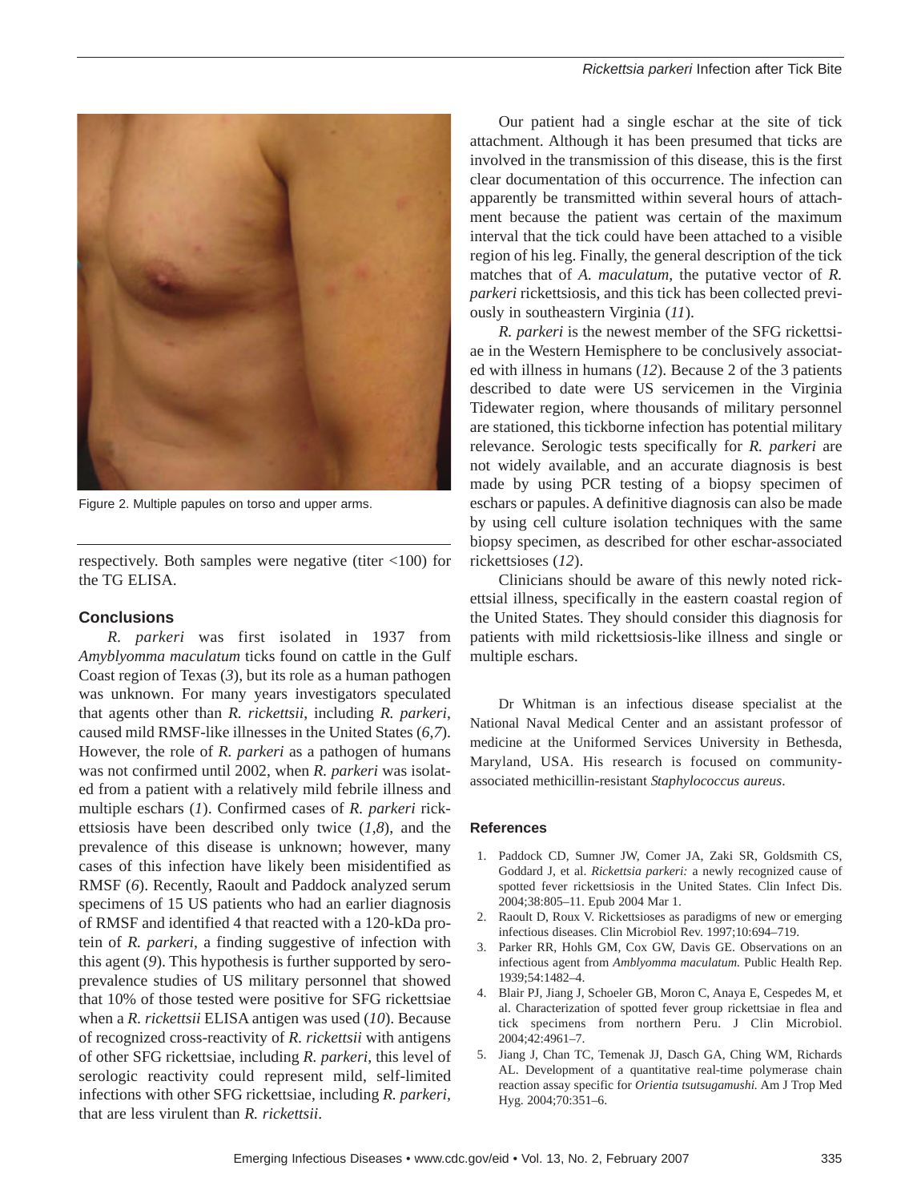Figure 2. Multiple papules on torso and upper arms.

respectively. Both samples were negative (titer <100) for the TG ELISA.

## Conclusions

*R. parkeri* was first isolated in 1937 from *Amyblyomma maculatum* ticks found on cattle in the Gulf Coast region of Texas (*3*), but its role as a human pathogen was unknown. For many years investigators speculated that agents other than *R. rickettsii*, including *R. parkeri*, caused mild RMSF-like illnesses in the United States (*6,7*). However, the role of *R. parkeri* as a pathogen of humans was not confirmed until 2002, when *R. parkeri* was isolated from a patient with a relatively mild febrile illness and multiple eschars (*1*). Confirmed cases of *R. parkeri* rickettsiosis have been described only twice (*1,8*), and the prevalence of this disease is unknown; however, many cases of this infection have likely been misidentified as RMSF (*6*). Recently, Raoult and Paddock analyzed serum specimens of 15 US patients who had an earlier diagnosis of RMSF and identified 4 that reacted with a 120-kDa protein of *R. parkeri*, a finding suggestive of infection with this agent (*9*). This hypothesis is further supported by seroprevalence studies of US military personnel that showed that 10% of those tested were positive for SFG rickettsiae when a *R. rickettsii* ELISA antigen was used (*10*). Because of recognized cross-reactivity of *R. rickettsii* with antigens of other SFG rickettsiae, including *R. parkeri*, this level of serologic reactivity could represent mild, self-limited infections with other SFG rickettsiae, including *R. parkeri*, that are less virulent than *R. rickettsii*.

Our patient had a single eschar at the site of tick attachment. Although it has been presumed that ticks are involved in the transmission of this disease, this is the first clear documentation of this occurrence. The infection can apparently be transmitted within several hours of attachment because the patient was certain of the maximum interval that the tick could have been attached to a visible region of his leg. Finally, the general description of the tick matches that of *A. maculatum*, the putative vector of *R. parkeri* rickettsiosis, and this tick has been collected previously in southeastern Virginia (*11*).

*R. parkeri* is the newest member of the SFG rickettsiae in the Western Hemisphere to be conclusively associated with illness in humans (*12*). Because 2 of the 3 patients described to date were US servicemen in the Virginia Tidewater region, where thousands of military personnel are stationed, this tickborne infection has potential military relevance. Serologic tests specifically for *R. parkeri* are not widely available, and an accurate diagnosis is best made by using PCR testing of a biopsy specimen of eschars or papules. A definitive diagnosis can also be made by using cell culture isolation techniques with the same biopsy specimen, as described for other eschar-associated rickettsioses (*12*).

Clinicians should be aware of this newly noted rickettsial illness, specifically in the eastern coastal region of the United States. They should consider this diagnosis for patients with mild rickettsiosis-like illness and single or multiple eschars.

Dr Whitman is an infectious disease specialist at the National Naval Medical Center and an assistant professor of medicine at the Uniformed Services University in Bethesda, Maryland, USA. His research is focused on community-associated methicillin-resistant *Staphylococcus aureus*.

## References

1. Paddock CD, Sumner JW, Comer JA, Zaki SR, Goldsmith CS, Goddard J, et al. *Rickettsia parkeri:* a newly recognized cause of spotted fever rickettsiosis in the United States. Clin Infect Dis. 2004;38:805–11. Epub 2004 Mar 1.
2. Raoult D, Roux V. Rickettsioses as paradigms of new or emerging infectious diseases. Clin Microbiol Rev. 1997;10:694–719.
3. Parker RR, Hohls GM, Cox GW, Davis GE. Observations on an infectious agent from *Amblyomma maculatum.* Public Health Rep. 1939;54:1482–4.
4. Blair PJ, Jiang J, Schoeler GB, Moron C, Anaya E, Cespedes M, et al. Characterization of spotted fever group rickettsiae in flea and tick specimens from northern Peru. J Clin Microbiol. 2004;42:4961–7.
5. Jiang J, Chan TC, Temenak JJ, Dasch GA, Ching WM, Richards AL. Development of a quantitative real-time polymerase chain reaction assay specific for *Orientia tsutsugamushi.* Am J Trop Med Hyg. 2004;70:351–6.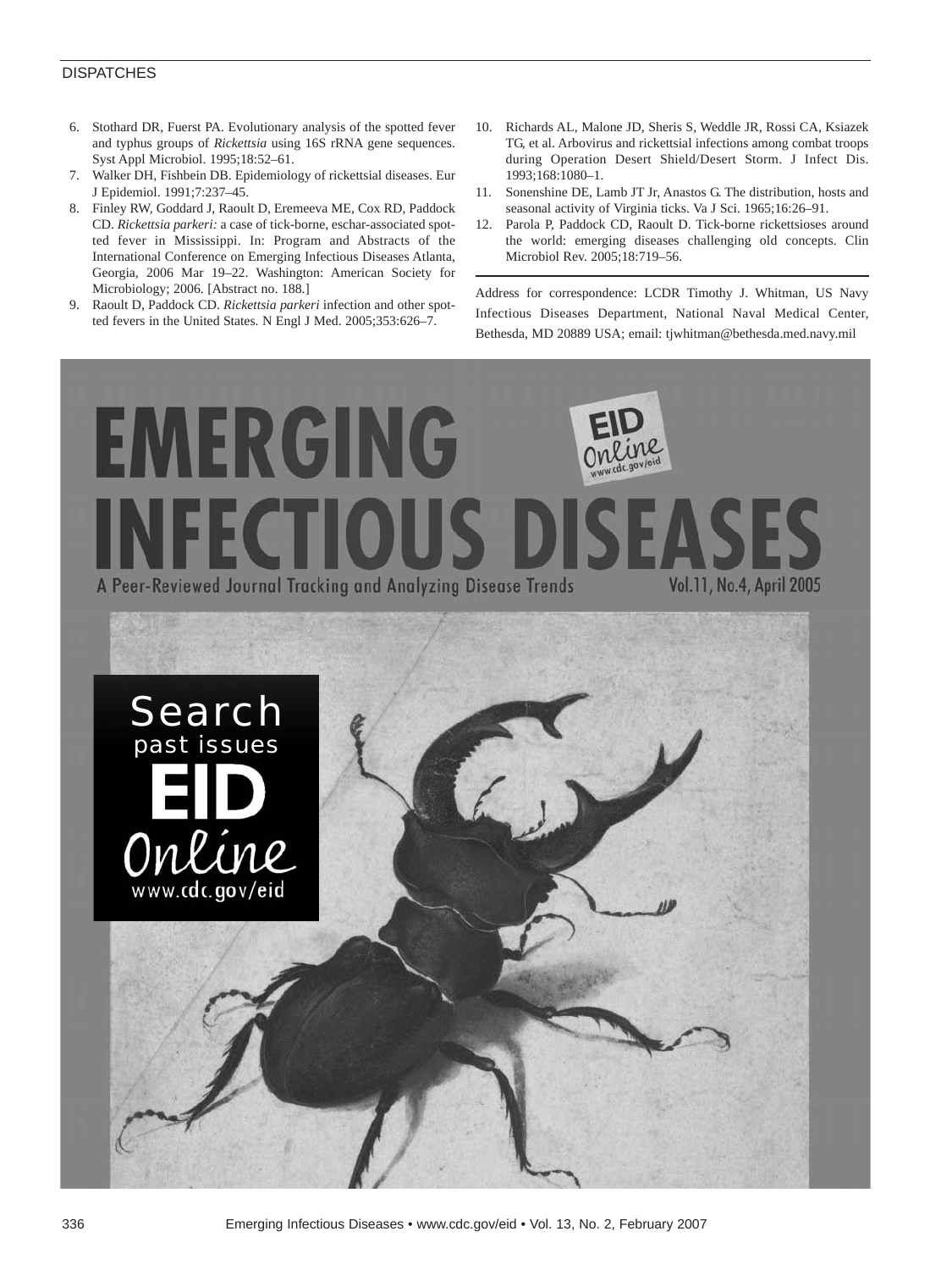6. Stothard DR, Fuerst PA. Evolutionary analysis of the spotted fever and typhus groups of *Rickettsia* using 16S rRNA gene sequences. Syst Appl Microbiol. 1995;18:52–61.
7. Walker DH, Fishbein DB. Epidemiology of rickettsial diseases. Eur J Epidemiol. 1991;7:237–45.
8. Finley RW, Goddard J, Raoult D, Eremeeva ME, Cox RD, Paddock CD. *Rickettsia parkeri:* a case of tick-borne, eschar-associated spotted fever in Mississippi. In: Program and Abstracts of the International Conference on Emerging Infectious Diseases Atlanta, Georgia, 2006 Mar 19–22. Washington: American Society for Microbiology; 2006. [Abstract no. 188.]
9. Raoult D, Paddock CD. *Rickettsia parkeri* infection and other spotted fevers in the United States. N Engl J Med. 2005;353:626–7.
10. Richards AL, Malone JD, Sheris S, Weddle JR, Rossi CA, Ksiazek TG, et al. Arbovirus and rickettsial infections among combat troops during Operation Desert Shield/Desert Storm. J Infect Dis. 1993;168:1080–1.
11. Sonenshine DE, Lamb JT Jr, Anastos G. The distribution, hosts and seasonal activity of Virginia ticks. Va J Sci. 1965;16:26–91.
12. Parola P, Paddock CD, Raoult D. Tick-borne rickettsioses around the world: emerging diseases challenging old concepts. Clin Microbiol Rev. 2005;18:719–56.

Address for correspondence: LCDR Timothy J. Whitman, US Navy Infectious Diseases Department, National Naval Medical Center, Bethesda, MD 20889 USA; email: tjwhitman@bethesda.med.navy.mil

EMERGING INFECTIOUS DISEASES

EID Online www.cdc.gov/eid

A Peer-Reviewed Journal Tracking and Analyzing Disease Trends

Vol.11, No.4, April 2005

Search past issues EID Online www.cdc.gov/eid